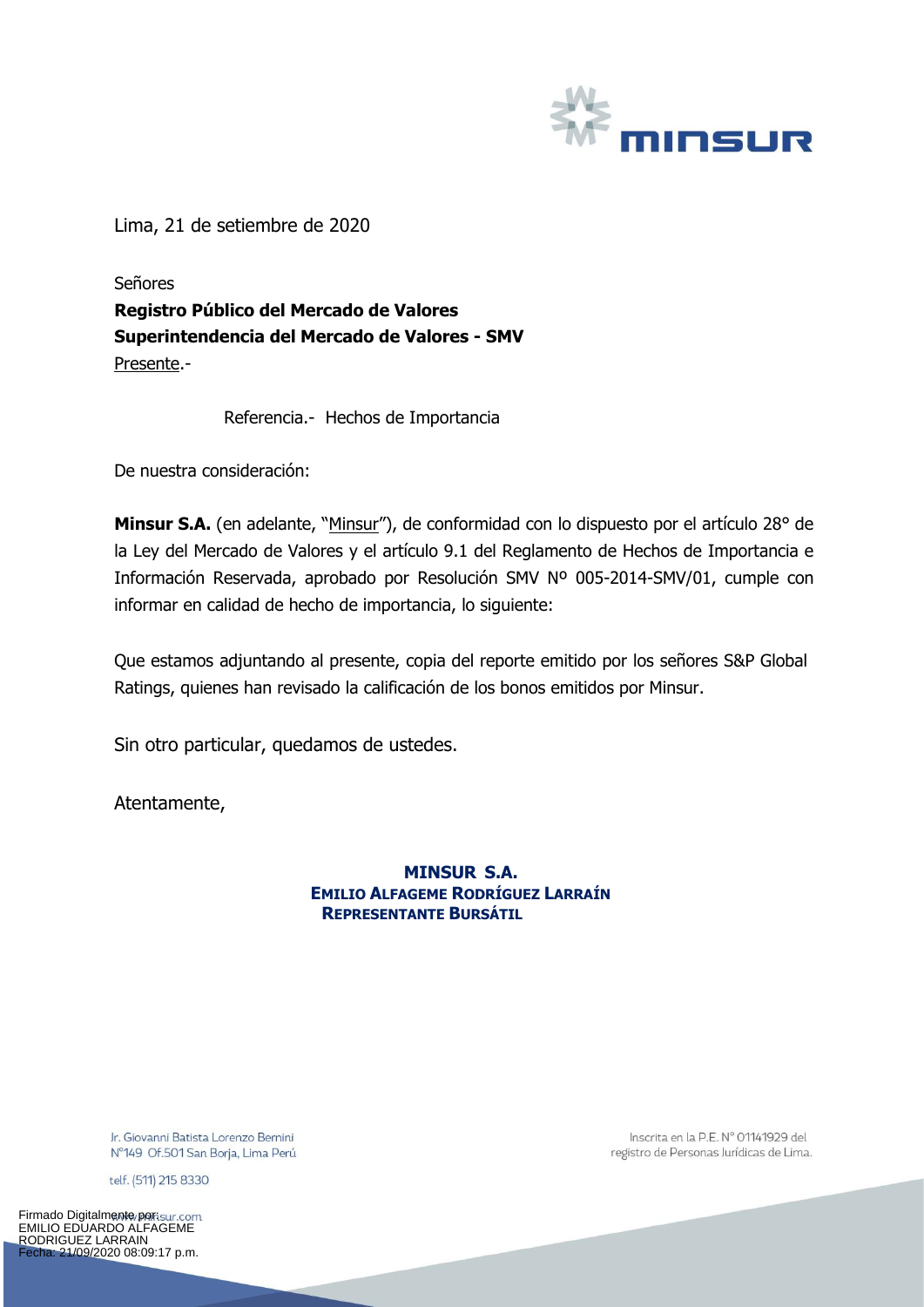Lima, 21 de setiembre de 2020

Señores
**Registro Público del Mercado de Valores**
**Superintendencia del Mercado de Valores - SMV**
Presente.-

Referencia.- Hechos de Importancia

De nuestra consideración:

**Minsur S.A.** (en adelante, "Minsur"), de conformidad con lo dispuesto por el artículo 28° de la Ley del Mercado de Valores y el artículo 9.1 del Reglamento de Hechos de Importancia e Información Reservada, aprobado por Resolución SMV Nº 005-2014-SMV/01, cumple con informar en calidad de hecho de importancia, lo siguiente:

Que estamos adjuntando al presente, copia del reporte emitido por los señores S&P Global Ratings, quienes han revisado la calificación de los bonos emitidos por Minsur.

Sin otro particular, quedamos de ustedes.

Atentamente,

**MINSUR S.A.**
**EMILIO ALFAGEME RODRÍGUEZ LARRAÍN**
**REPRESENTANTE BURSÁTIL**

Jr. Giovanni Batista Lorenzo Bernini N°149 Of.501 San Borja, Lima Perú

telf. (511) 215 8330

www.minsur.com

Inscrita en la P.E. N° 01141929 del registro de Personas Jurídicas de Lima.

Firmado Digitalmente por:
EMILIO EDUARDO ALFAGEME RODRIGUEZ LARRAIN
Fecha: 21/09/2020 08:09:17 p.m.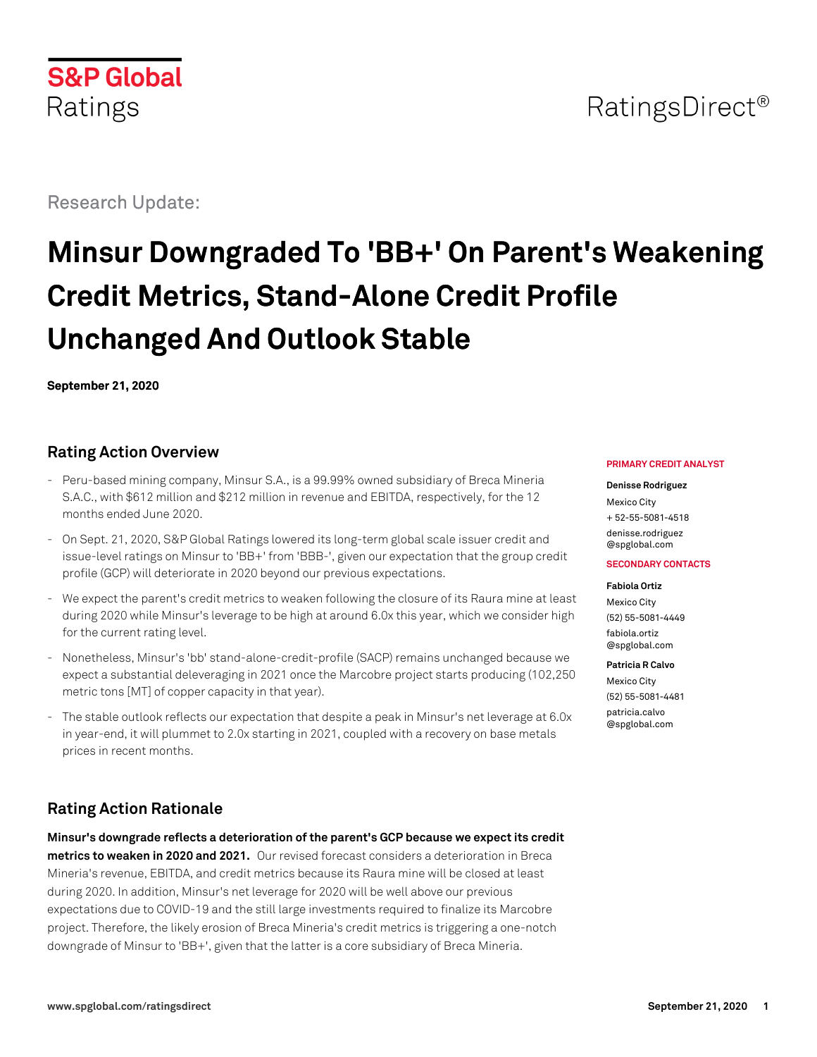S&P Global Ratings

RatingsDirect®

Research Update:

# Minsur Downgraded To 'BB+' On Parent's Weakening Credit Metrics, Stand-Alone Credit Profile Unchanged And Outlook Stable

**September 21, 2020**

**PRIMARY CREDIT ANALYST**

**Denisse Rodriguez**
Mexico City
+ 52-55-5081-4518
denisse.rodriguez@spglobal.com

**SECONDARY CONTACTS**

**Fabiola Ortiz**
Mexico City
(52) 55-5081-4449
fabiola.ortiz@spglobal.com

**Patricia R Calvo**
Mexico City
(52) 55-5081-4481
patricia.calvo@spglobal.com

## Rating Action Overview

- Peru-based mining company, Minsur S.A., is a 99.99% owned subsidiary of Breca Mineria S.A.C., with $612 million and $212 million in revenue and EBITDA, respectively, for the 12 months ended June 2020.
- On Sept. 21, 2020, S&P Global Ratings lowered its long-term global scale issuer credit and issue-level ratings on Minsur to 'BB+' from 'BBB-', given our expectation that the group credit profile (GCP) will deteriorate in 2020 beyond our previous expectations.
- We expect the parent's credit metrics to weaken following the closure of its Raura mine at least during 2020 while Minsur's leverage to be high at around 6.0x this year, which we consider high for the current rating level.
- Nonetheless, Minsur's 'bb' stand-alone-credit-profile (SACP) remains unchanged because we expect a substantial deleveraging in 2021 once the Marcobre project starts producing (102,250 metric tons [MT] of copper capacity in that year).
- The stable outlook reflects our expectation that despite a peak in Minsur's net leverage at 6.0x in year-end, it will plummet to 2.0x starting in 2021, coupled with a recovery on base metals prices in recent months.

## Rating Action Rationale

**Minsur's downgrade reflects a deterioration of the parent's GCP because we expect its credit metrics to weaken in 2020 and 2021.** Our revised forecast considers a deterioration in Breca Mineria's revenue, EBITDA, and credit metrics because its Raura mine will be closed at least during 2020. In addition, Minsur's net leverage for 2020 will be well above our previous expectations due to COVID-19 and the still large investments required to finalize its Marcobre project. Therefore, the likely erosion of Breca Mineria's credit metrics is triggering a one-notch downgrade of Minsur to 'BB+', given that the latter is a core subsidiary of Breca Mineria.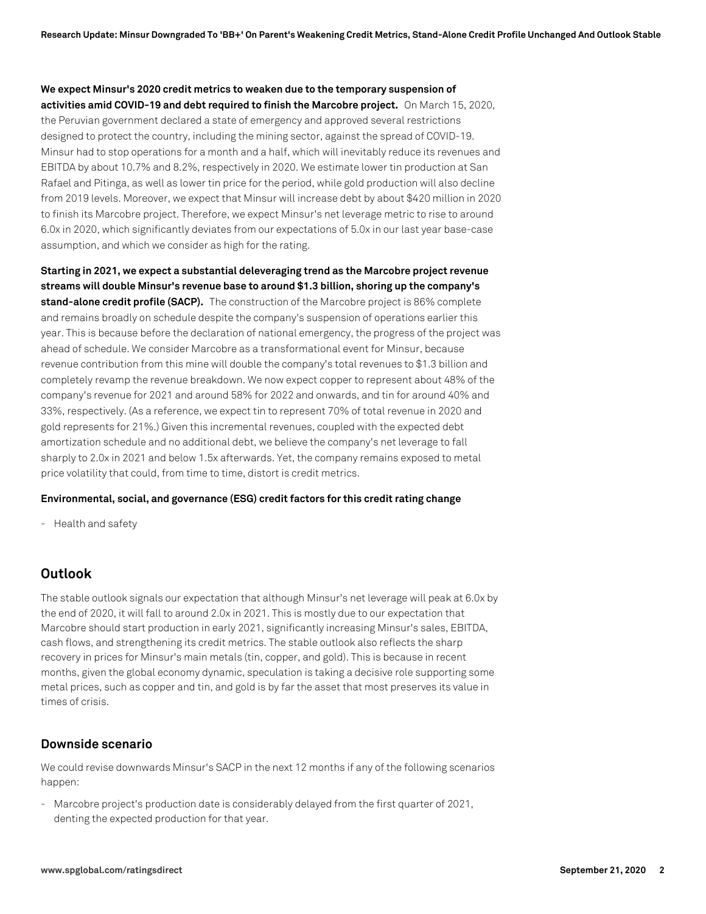**We expect Minsur's 2020 credit metrics to weaken due to the temporary suspension of activities amid COVID-19 and debt required to finish the Marcobre project.** On March 15, 2020, the Peruvian government declared a state of emergency and approved several restrictions designed to protect the country, including the mining sector, against the spread of COVID-19. Minsur had to stop operations for a month and a half, which will inevitably reduce its revenues and EBITDA by about 10.7% and 8.2%, respectively in 2020. We estimate lower tin production at San Rafael and Pitinga, as well as lower tin price for the period, while gold production will also decline from 2019 levels. Moreover, we expect that Minsur will increase debt by about $420 million in 2020 to finish its Marcobre project. Therefore, we expect Minsur's net leverage metric to rise to around 6.0x in 2020, which significantly deviates from our expectations of 5.0x in our last year base-case assumption, and which we consider as high for the rating.

**Starting in 2021, we expect a substantial deleveraging trend as the Marcobre project revenue streams will double Minsur's revenue base to around $1.3 billion, shoring up the company's stand-alone credit profile (SACP).** The construction of the Marcobre project is 86% complete and remains broadly on schedule despite the company's suspension of operations earlier this year. This is because before the declaration of national emergency, the progress of the project was ahead of schedule. We consider Marcobre as a transformational event for Minsur, because revenue contribution from this mine will double the company's total revenues to $1.3 billion and completely revamp the revenue breakdown. We now expect copper to represent about 48% of the company's revenue for 2021 and around 58% for 2022 and onwards, and tin for around 40% and 33%, respectively. (As a reference, we expect tin to represent 70% of total revenue in 2020 and gold represents for 21%.) Given this incremental revenues, coupled with the expected debt amortization schedule and no additional debt, we believe the company's net leverage to fall sharply to 2.0x in 2021 and below 1.5x afterwards. Yet, the company remains exposed to metal price volatility that could, from time to time, distort is credit metrics.

**Environmental, social, and governance (ESG) credit factors for this credit rating change**

- Health and safety

## Outlook

The stable outlook signals our expectation that although Minsur's net leverage will peak at 6.0x by the end of 2020, it will fall to around 2.0x in 2021. This is mostly due to our expectation that Marcobre should start production in early 2021, significantly increasing Minsur's sales, EBITDA, cash flows, and strengthening its credit metrics. The stable outlook also reflects the sharp recovery in prices for Minsur's main metals (tin, copper, and gold). This is because in recent months, given the global economy dynamic, speculation is taking a decisive role supporting some metal prices, such as copper and tin, and gold is by far the asset that most preserves its value in times of crisis.

### Downside scenario

We could revise downwards Minsur's SACP in the next 12 months if any of the following scenarios happen:

- Marcobre project's production date is considerably delayed from the first quarter of 2021, denting the expected production for that year.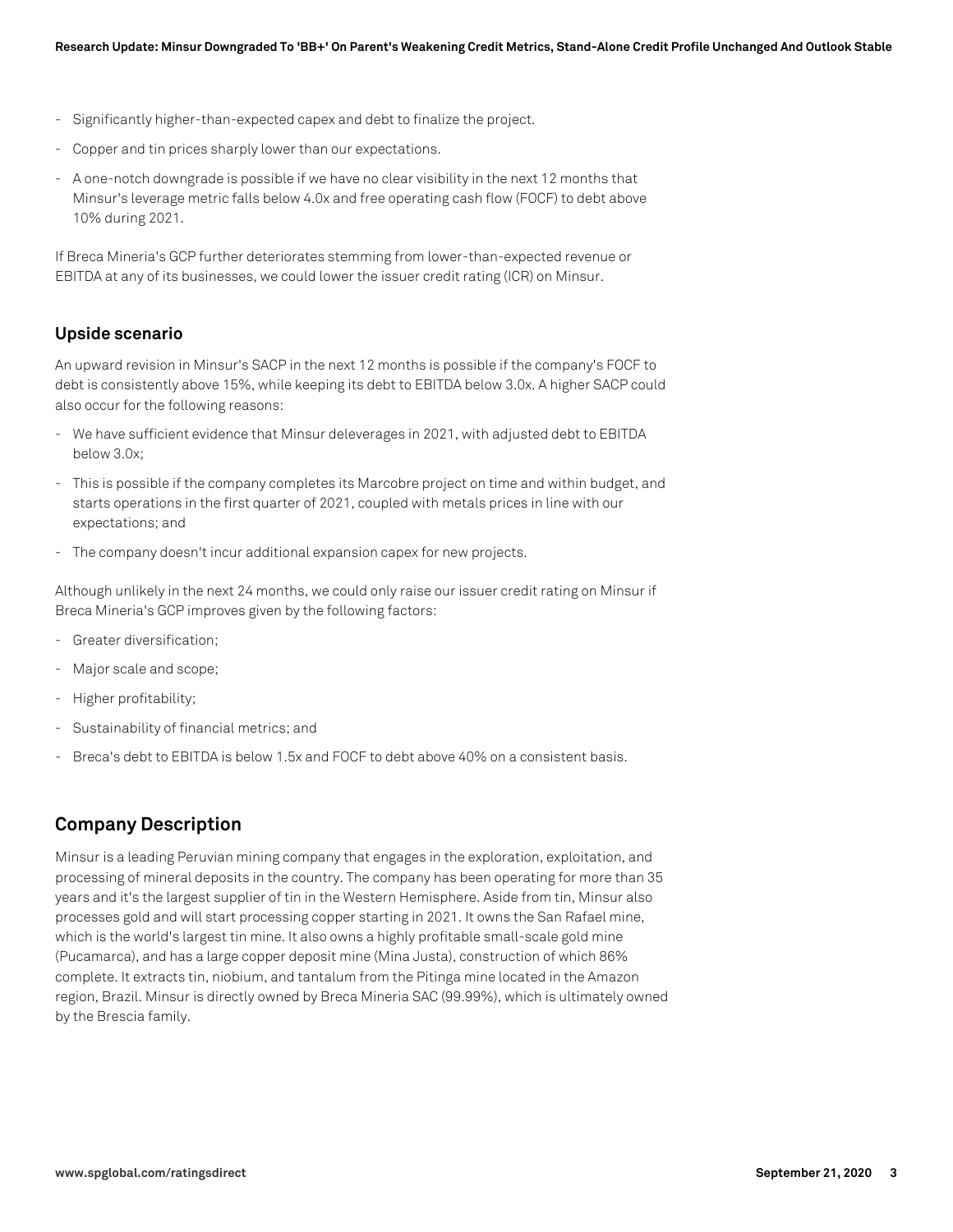- Significantly higher-than-expected capex and debt to finalize the project.
- Copper and tin prices sharply lower than our expectations.
- A one-notch downgrade is possible if we have no clear visibility in the next 12 months that Minsur's leverage metric falls below 4.0x and free operating cash flow (FOCF) to debt above 10% during 2021.

If Breca Mineria's GCP further deteriorates stemming from lower-than-expected revenue or EBITDA at any of its businesses, we could lower the issuer credit rating (ICR) on Minsur.

### Upside scenario

An upward revision in Minsur's SACP in the next 12 months is possible if the company's FOCF to debt is consistently above 15%, while keeping its debt to EBITDA below 3.0x. A higher SACP could also occur for the following reasons:

- We have sufficient evidence that Minsur deleverages in 2021, with adjusted debt to EBITDA below 3.0x;
- This is possible if the company completes its Marcobre project on time and within budget, and starts operations in the first quarter of 2021, coupled with metals prices in line with our expectations; and
- The company doesn't incur additional expansion capex for new projects.

Although unlikely in the next 24 months, we could only raise our issuer credit rating on Minsur if Breca Mineria's GCP improves given by the following factors:

- Greater diversification;
- Major scale and scope;
- Higher profitability;
- Sustainability of financial metrics; and
- Breca's debt to EBITDA is below 1.5x and FOCF to debt above 40% on a consistent basis.

## Company Description

Minsur is a leading Peruvian mining company that engages in the exploration, exploitation, and processing of mineral deposits in the country. The company has been operating for more than 35 years and it's the largest supplier of tin in the Western Hemisphere. Aside from tin, Minsur also processes gold and will start processing copper starting in 2021. It owns the San Rafael mine, which is the world's largest tin mine. It also owns a highly profitable small-scale gold mine (Pucamarca), and has a large copper deposit mine (Mina Justa), construction of which 86% complete. It extracts tin, niobium, and tantalum from the Pitinga mine located in the Amazon region, Brazil. Minsur is directly owned by Breca Mineria SAC (99.99%), which is ultimately owned by the Brescia family.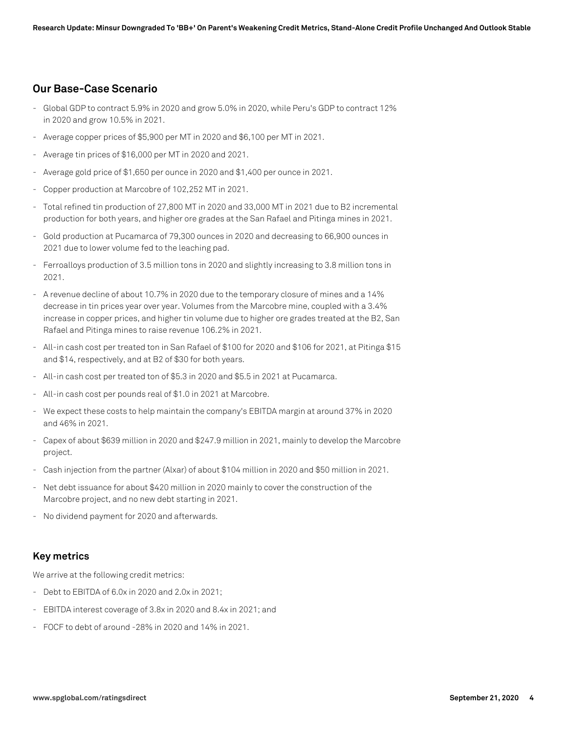## Our Base-Case Scenario

- Global GDP to contract 5.9% in 2020 and grow 5.0% in 2020, while Peru's GDP to contract 12% in 2020 and grow 10.5% in 2021.
- Average copper prices of $5,900 per MT in 2020 and $6,100 per MT in 2021.
- Average tin prices of $16,000 per MT in 2020 and 2021.
- Average gold price of $1,650 per ounce in 2020 and $1,400 per ounce in 2021.
- Copper production at Marcobre of 102,252 MT in 2021.
- Total refined tin production of 27,800 MT in 2020 and 33,000 MT in 2021 due to B2 incremental production for both years, and higher ore grades at the San Rafael and Pitinga mines in 2021.
- Gold production at Pucamarca of 79,300 ounces in 2020 and decreasing to 66,900 ounces in 2021 due to lower volume fed to the leaching pad.
- Ferroalloys production of 3.5 million tons in 2020 and slightly increasing to 3.8 million tons in 2021.
- A revenue decline of about 10.7% in 2020 due to the temporary closure of mines and a 14% decrease in tin prices year over year. Volumes from the Marcobre mine, coupled with a 3.4% increase in copper prices, and higher tin volume due to higher ore grades treated at the B2, San Rafael and Pitinga mines to raise revenue 106.2% in 2021.
- All-in cash cost per treated ton in San Rafael of $100 for 2020 and $106 for 2021, at Pitinga $15 and $14, respectively, and at B2 of $30 for both years.
- All-in cash cost per treated ton of $5.3 in 2020 and $5.5 in 2021 at Pucamarca.
- All-in cash cost per pounds real of $1.0 in 2021 at Marcobre.
- We expect these costs to help maintain the company's EBITDA margin at around 37% in 2020 and 46% in 2021.
- Capex of about $639 million in 2020 and $247.9 million in 2021, mainly to develop the Marcobre project.
- Cash injection from the partner (Alxar) of about $104 million in 2020 and $50 million in 2021.
- Net debt issuance for about $420 million in 2020 mainly to cover the construction of the Marcobre project, and no new debt starting in 2021.
- No dividend payment for 2020 and afterwards.

## Key metrics

We arrive at the following credit metrics:

- Debt to EBITDA of 6.0x in 2020 and 2.0x in 2021;
- EBITDA interest coverage of 3.8x in 2020 and 8.4x in 2021; and
- FOCF to debt of around -28% in 2020 and 14% in 2021.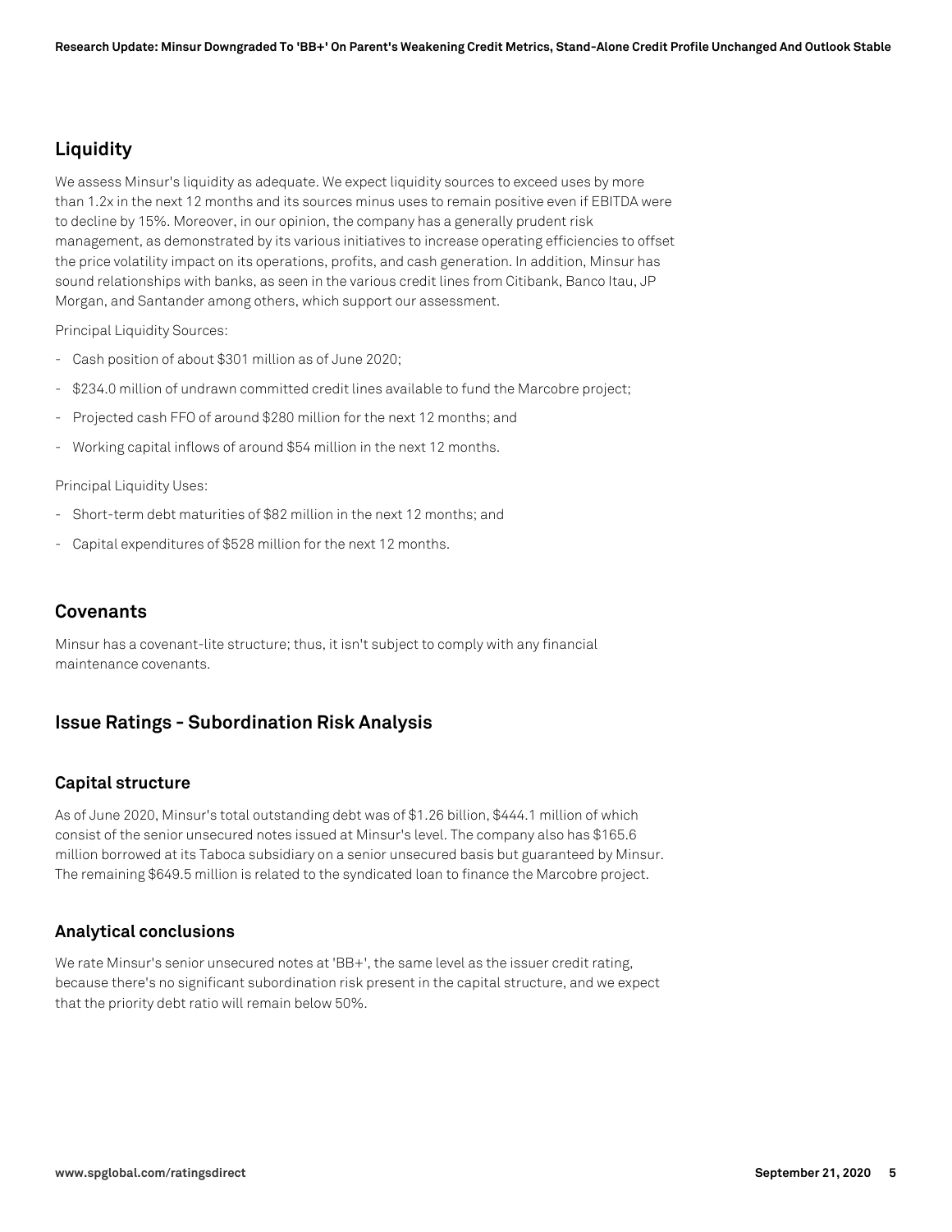## Liquidity

We assess Minsur's liquidity as adequate. We expect liquidity sources to exceed uses by more than 1.2x in the next 12 months and its sources minus uses to remain positive even if EBITDA were to decline by 15%. Moreover, in our opinion, the company has a generally prudent risk management, as demonstrated by its various initiatives to increase operating efficiencies to offset the price volatility impact on its operations, profits, and cash generation. In addition, Minsur has sound relationships with banks, as seen in the various credit lines from Citibank, Banco Itau, JP Morgan, and Santander among others, which support our assessment.

Principal Liquidity Sources:

- Cash position of about $301 million as of June 2020;
- $234.0 million of undrawn committed credit lines available to fund the Marcobre project;
- Projected cash FFO of around $280 million for the next 12 months; and
- Working capital inflows of around $54 million in the next 12 months.

Principal Liquidity Uses:

- Short-term debt maturities of $82 million in the next 12 months; and
- Capital expenditures of $528 million for the next 12 months.

## Covenants

Minsur has a covenant-lite structure; thus, it isn't subject to comply with any financial maintenance covenants.

## Issue Ratings - Subordination Risk Analysis

### Capital structure

As of June 2020, Minsur's total outstanding debt was of $1.26 billion, $444.1 million of which consist of the senior unsecured notes issued at Minsur's level. The company also has $165.6 million borrowed at its Taboca subsidiary on a senior unsecured basis but guaranteed by Minsur. The remaining $649.5 million is related to the syndicated loan to finance the Marcobre project.

### Analytical conclusions

We rate Minsur's senior unsecured notes at 'BB+', the same level as the issuer credit rating, because there's no significant subordination risk present in the capital structure, and we expect that the priority debt ratio will remain below 50%.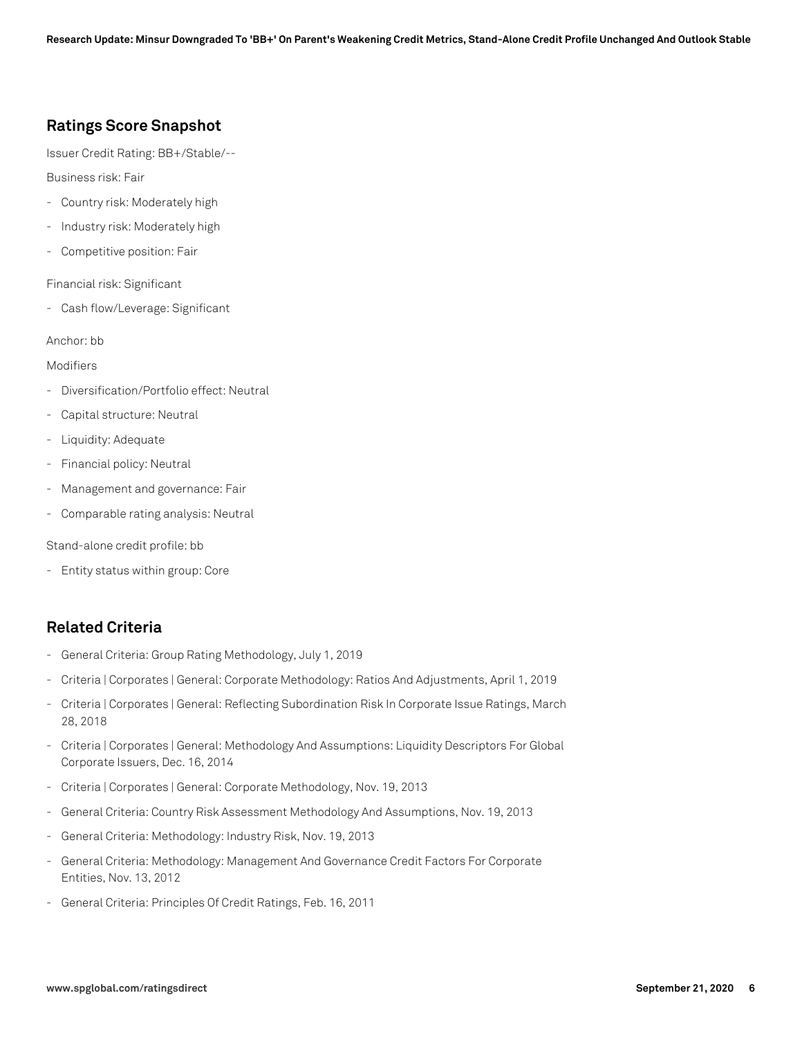## Ratings Score Snapshot

Issuer Credit Rating: BB+/Stable/--

Business risk: Fair

- Country risk: Moderately high
- Industry risk: Moderately high
- Competitive position: Fair

Financial risk: Significant

- Cash flow/Leverage: Significant

Anchor: bb

Modifiers

- Diversification/Portfolio effect: Neutral
- Capital structure: Neutral
- Liquidity: Adequate
- Financial policy: Neutral
- Management and governance: Fair
- Comparable rating analysis: Neutral

Stand-alone credit profile: bb

- Entity status within group: Core

## Related Criteria

- General Criteria: Group Rating Methodology, July 1, 2019
- Criteria | Corporates | General: Corporate Methodology: Ratios And Adjustments, April 1, 2019
- Criteria | Corporates | General: Reflecting Subordination Risk In Corporate Issue Ratings, March 28, 2018
- Criteria | Corporates | General: Methodology And Assumptions: Liquidity Descriptors For Global Corporate Issuers, Dec. 16, 2014
- Criteria | Corporates | General: Corporate Methodology, Nov. 19, 2013
- General Criteria: Country Risk Assessment Methodology And Assumptions, Nov. 19, 2013
- General Criteria: Methodology: Industry Risk, Nov. 19, 2013
- General Criteria: Methodology: Management And Governance Credit Factors For Corporate Entities, Nov. 13, 2012
- General Criteria: Principles Of Credit Ratings, Feb. 16, 2011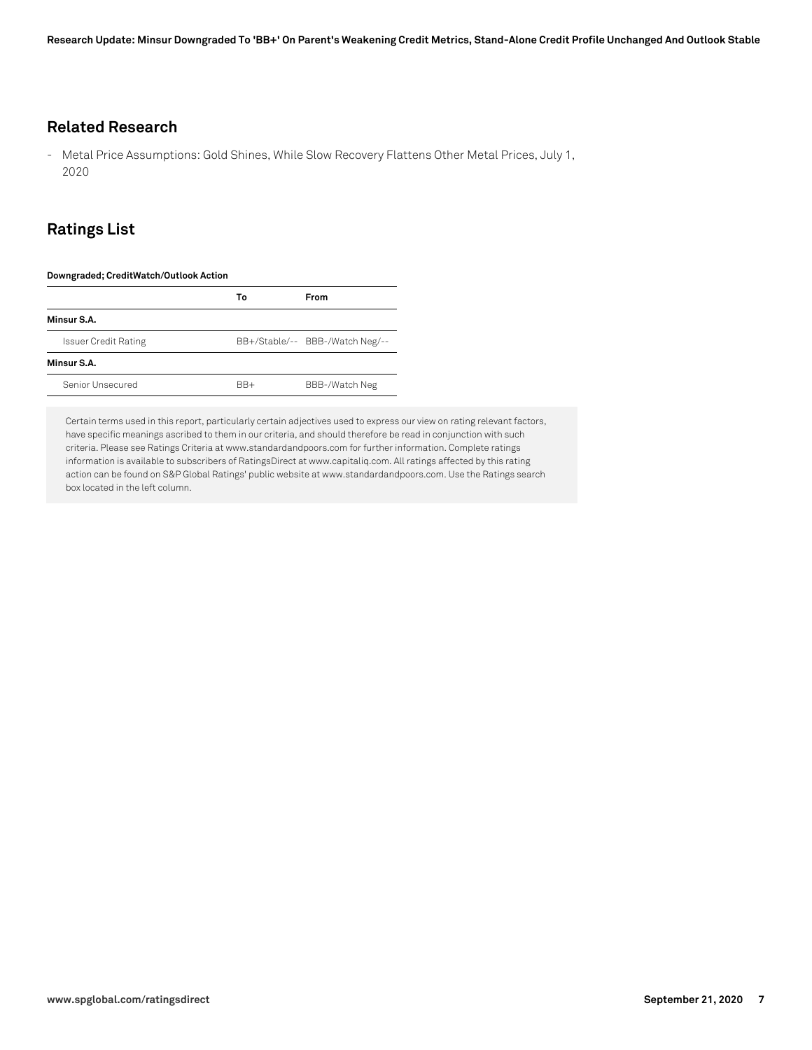## Related Research

- Metal Price Assumptions: Gold Shines, While Slow Recovery Flattens Other Metal Prices, July 1, 2020

## Ratings List

**Downgraded; CreditWatch/Outlook Action**

| | To | From |
|---|---|---|
| **Minsur S.A.** | | |
| Issuer Credit Rating | BB+/Stable/-- | BBB-/Watch Neg/-- |
| **Minsur S.A.** | | |
| Senior Unsecured | BB+ | BBB-/Watch Neg |

Certain terms used in this report, particularly certain adjectives used to express our view on rating relevant factors, have specific meanings ascribed to them in our criteria, and should therefore be read in conjunction with such criteria. Please see Ratings Criteria at www.standardandpoors.com for further information. Complete ratings information is available to subscribers of RatingsDirect at www.capitaliq.com. All ratings affected by this rating action can be found on S&P Global Ratings' public website at www.standardandpoors.com. Use the Ratings search box located in the left column.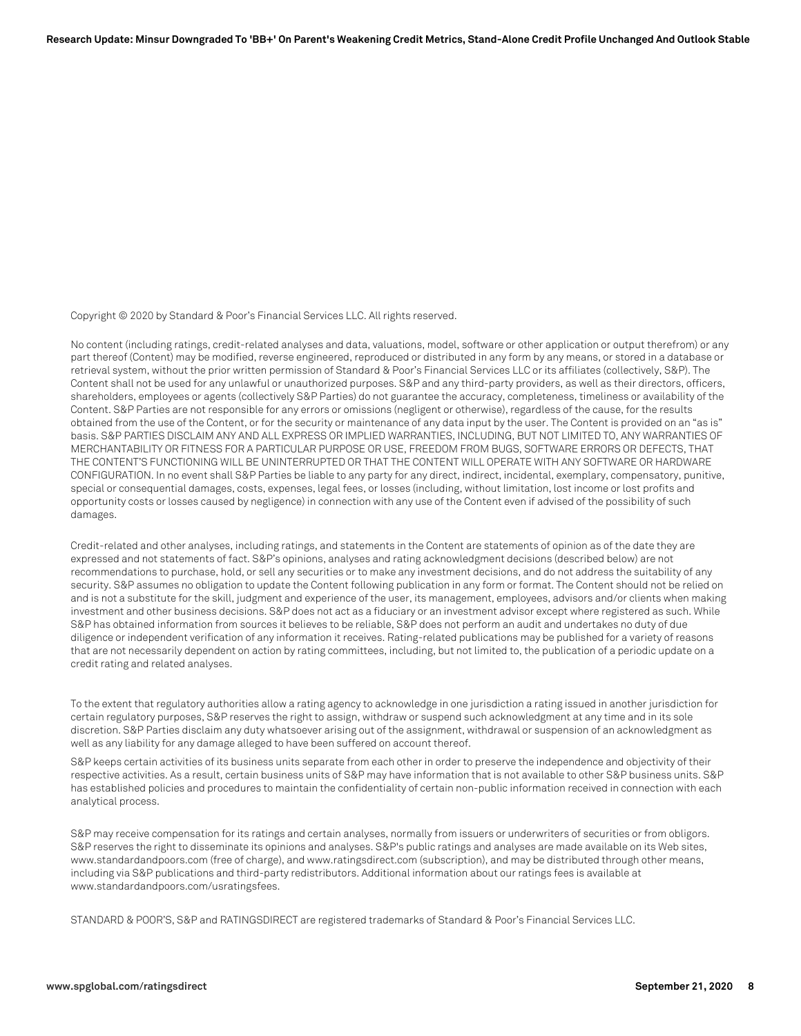Copyright © 2020 by Standard & Poor's Financial Services LLC. All rights reserved.

No content (including ratings, credit-related analyses and data, valuations, model, software or other application or output therefrom) or any part thereof (Content) may be modified, reverse engineered, reproduced or distributed in any form by any means, or stored in a database or retrieval system, without the prior written permission of Standard & Poor's Financial Services LLC or its affiliates (collectively, S&P). The Content shall not be used for any unlawful or unauthorized purposes. S&P and any third-party providers, as well as their directors, officers, shareholders, employees or agents (collectively S&P Parties) do not guarantee the accuracy, completeness, timeliness or availability of the Content. S&P Parties are not responsible for any errors or omissions (negligent or otherwise), regardless of the cause, for the results obtained from the use of the Content, or for the security or maintenance of any data input by the user. The Content is provided on an "as is" basis. S&P PARTIES DISCLAIM ANY AND ALL EXPRESS OR IMPLIED WARRANTIES, INCLUDING, BUT NOT LIMITED TO, ANY WARRANTIES OF MERCHANTABILITY OR FITNESS FOR A PARTICULAR PURPOSE OR USE, FREEDOM FROM BUGS, SOFTWARE ERRORS OR DEFECTS, THAT THE CONTENT'S FUNCTIONING WILL BE UNINTERRUPTED OR THAT THE CONTENT WILL OPERATE WITH ANY SOFTWARE OR HARDWARE CONFIGURATION. In no event shall S&P Parties be liable to any party for any direct, indirect, incidental, exemplary, compensatory, punitive, special or consequential damages, costs, expenses, legal fees, or losses (including, without limitation, lost income or lost profits and opportunity costs or losses caused by negligence) in connection with any use of the Content even if advised of the possibility of such damages.

Credit-related and other analyses, including ratings, and statements in the Content are statements of opinion as of the date they are expressed and not statements of fact. S&P's opinions, analyses and rating acknowledgment decisions (described below) are not recommendations to purchase, hold, or sell any securities or to make any investment decisions, and do not address the suitability of any security. S&P assumes no obligation to update the Content following publication in any form or format. The Content should not be relied on and is not a substitute for the skill, judgment and experience of the user, its management, employees, advisors and/or clients when making investment and other business decisions. S&P does not act as a fiduciary or an investment advisor except where registered as such. While S&P has obtained information from sources it believes to be reliable, S&P does not perform an audit and undertakes no duty of due diligence or independent verification of any information it receives. Rating-related publications may be published for a variety of reasons that are not necessarily dependent on action by rating committees, including, but not limited to, the publication of a periodic update on a credit rating and related analyses.

To the extent that regulatory authorities allow a rating agency to acknowledge in one jurisdiction a rating issued in another jurisdiction for certain regulatory purposes, S&P reserves the right to assign, withdraw or suspend such acknowledgment at any time and in its sole discretion. S&P Parties disclaim any duty whatsoever arising out of the assignment, withdrawal or suspension of an acknowledgment as well as any liability for any damage alleged to have been suffered on account thereof.

S&P keeps certain activities of its business units separate from each other in order to preserve the independence and objectivity of their respective activities. As a result, certain business units of S&P may have information that is not available to other S&P business units. S&P has established policies and procedures to maintain the confidentiality of certain non-public information received in connection with each analytical process.

S&P may receive compensation for its ratings and certain analyses, normally from issuers or underwriters of securities or from obligors. S&P reserves the right to disseminate its opinions and analyses. S&P's public ratings and analyses are made available on its Web sites, www.standardandpoors.com (free of charge), and www.ratingsdirect.com (subscription), and may be distributed through other means, including via S&P publications and third-party redistributors. Additional information about our ratings fees is available at www.standardandpoors.com/usratingsfees.

STANDARD & POOR'S, S&P and RATINGSDIRECT are registered trademarks of Standard & Poor's Financial Services LLC.